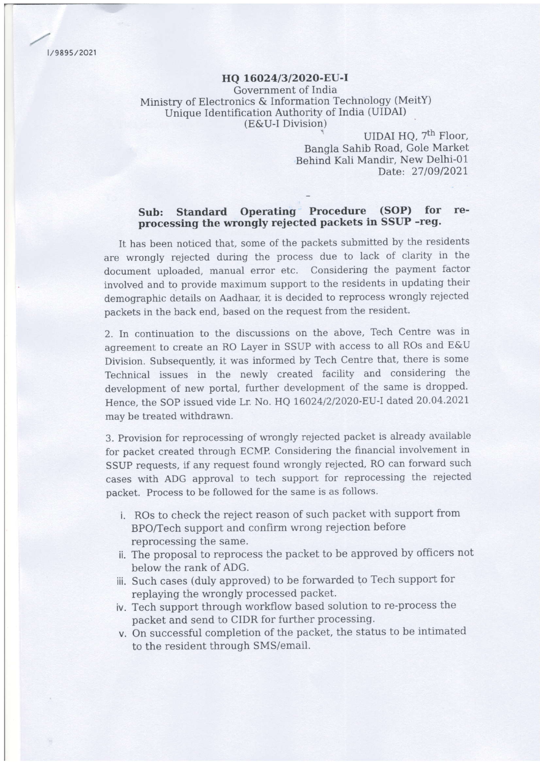I/9895/2021

**HQ 16024/3/2020-EU-I**
Government of India
Ministry of Electronics & Information Technology (MeitY)
Unique Identification Authority of India (UIDAI)
(E&U-I Division)

UIDAI HQ, 7th Floor,
Bangla Sahib Road, Gole Market
Behind Kali Mandir, New Delhi-01
Date: 27/09/2021

**Sub: Standard Operating Procedure (SOP) for re-processing the wrongly rejected packets in SSUP -reg.**

It has been noticed that, some of the packets submitted by the residents are wrongly rejected during the process due to lack of clarity in the document uploaded, manual error etc. Considering the payment factor involved and to provide maximum support to the residents in updating their demographic details on Aadhaar, it is decided to reprocess wrongly rejected packets in the back end, based on the request from the resident.

2. In continuation to the discussions on the above, Tech Centre was in agreement to create an RO Layer in SSUP with access to all ROs and E&U Division. Subsequently, it was informed by Tech Centre that, there is some Technical issues in the newly created facility and considering the development of new portal, further development of the same is dropped. Hence, the SOP issued vide Lr. No. HQ 16024/2/2020-EU-I dated 20.04.2021 may be treated withdrawn.

3. Provision for reprocessing of wrongly rejected packet is already available for packet created through ECMP. Considering the financial involvement in SSUP requests, if any request found wrongly rejected, RO can forward such cases with ADG approval to tech support for reprocessing the rejected packet. Process to be followed for the same is as follows.

i. ROs to check the reject reason of such packet with support from BPO/Tech support and confirm wrong rejection before reprocessing the same.
ii. The proposal to reprocess the packet to be approved by officers not below the rank of ADG.
iii. Such cases (duly approved) to be forwarded to Tech support for replaying the wrongly processed packet.
iv. Tech support through workflow based solution to re-process the packet and send to CIDR for further processing.
v. On successful completion of the packet, the status to be intimated to the resident through SMS/email.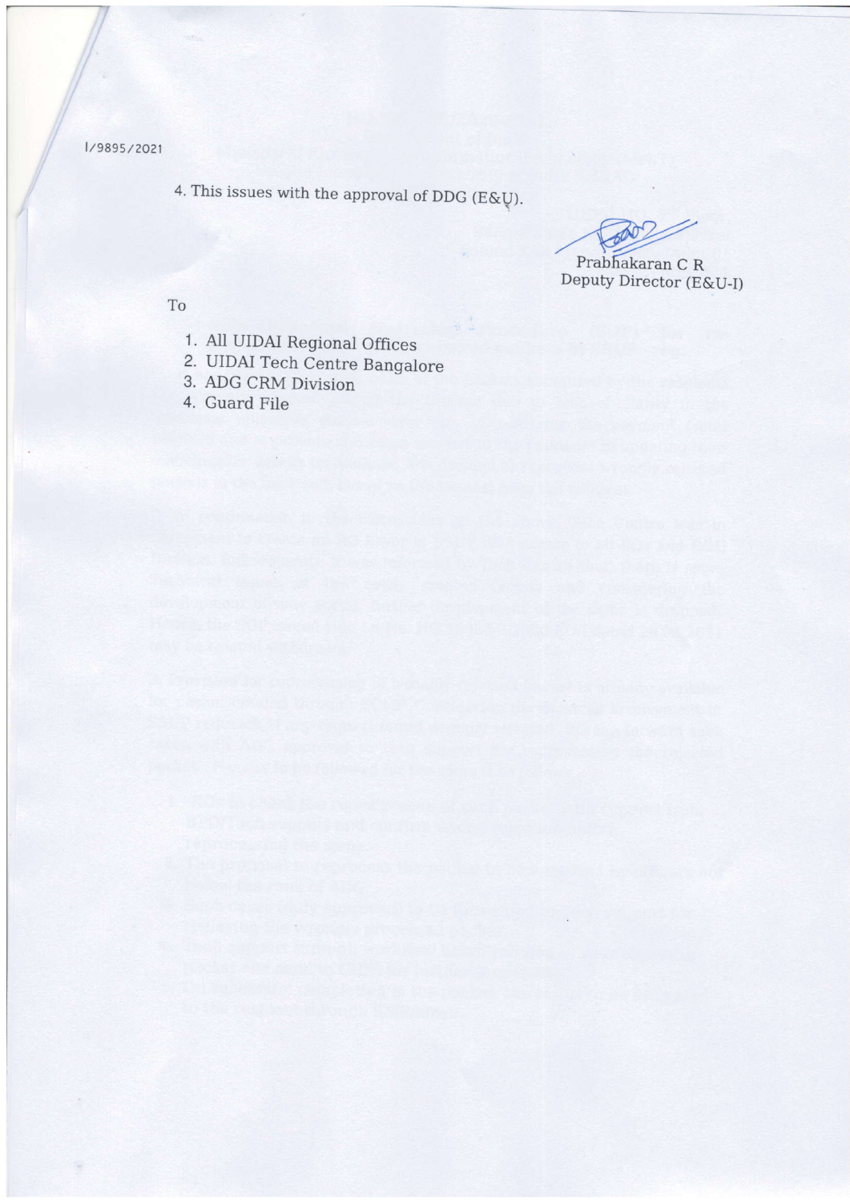I/9895/2021

4. This issues with the approval of DDG (E&U).

Prabhakaran C R
Deputy Director (E&U-I)

To

1. All UIDAI Regional Offices
2. UIDAI Tech Centre Bangalore
3. ADG CRM Division
4. Guard File